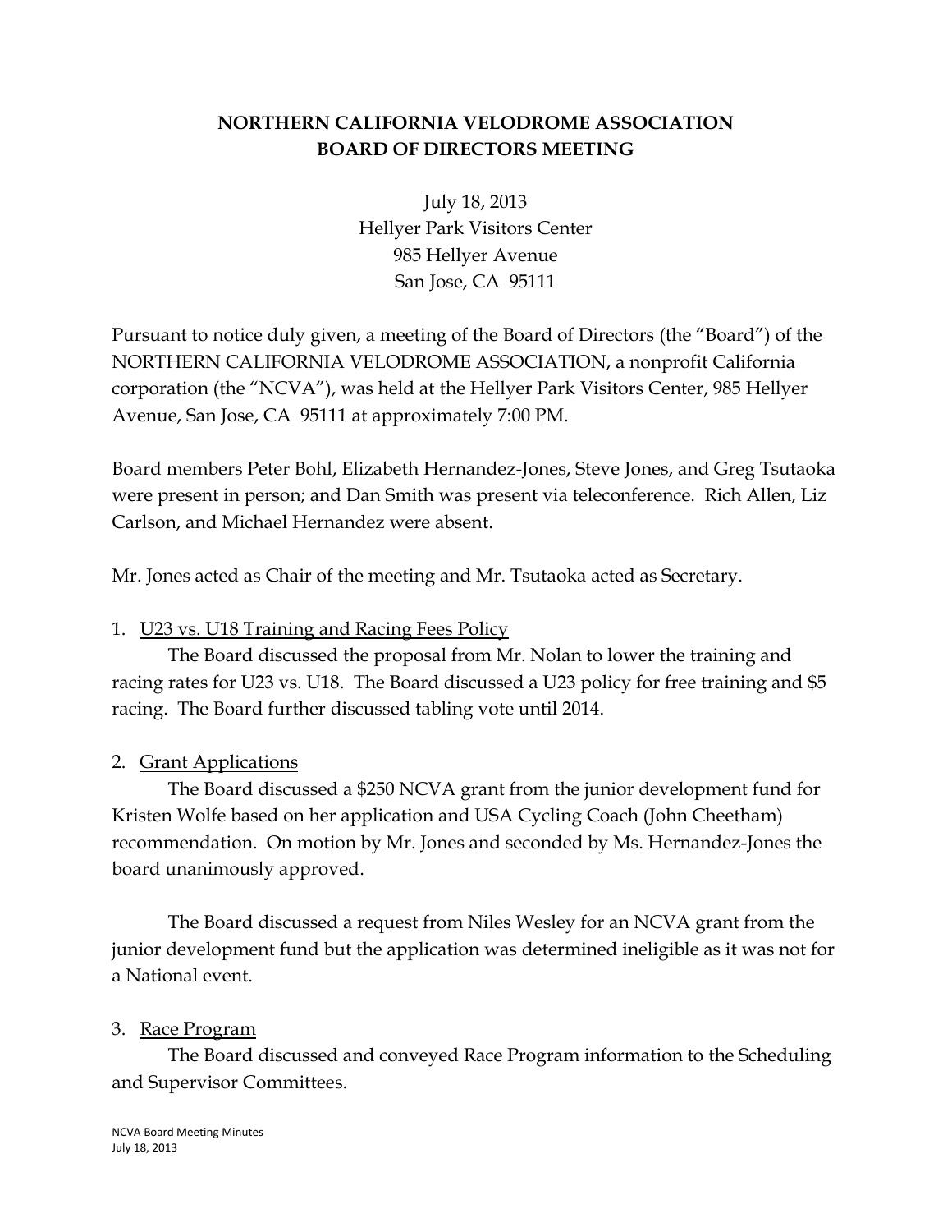# NORTHERN CALIFORNIA VELODROME ASSOCIATION
# BOARD OF DIRECTORS MEETING

July 18, 2013
Hellyer Park Visitors Center
985 Hellyer Avenue
San Jose, CA 95111

Pursuant to notice duly given, a meeting of the Board of Directors (the "Board") of the NORTHERN CALIFORNIA VELODROME ASSOCIATION, a nonprofit California corporation (the "NCVA"), was held at the Hellyer Park Visitors Center, 985 Hellyer Avenue, San Jose, CA 95111 at approximately 7:00 PM.

Board members Peter Bohl, Elizabeth Hernandez-Jones, Steve Jones, and Greg Tsutaoka were present in person; and Dan Smith was present via teleconference. Rich Allen, Liz Carlson, and Michael Hernandez were absent.

Mr. Jones acted as Chair of the meeting and Mr. Tsutaoka acted as Secretary.

1. U23 vs. U18 Training and Racing Fees Policy

The Board discussed the proposal from Mr. Nolan to lower the training and racing rates for U23 vs. U18. The Board discussed a U23 policy for free training and $5 racing. The Board further discussed tabling vote until 2014.

2. Grant Applications

The Board discussed a $250 NCVA grant from the junior development fund for Kristen Wolfe based on her application and USA Cycling Coach (John Cheetham) recommendation. On motion by Mr. Jones and seconded by Ms. Hernandez-Jones the board unanimously approved.

The Board discussed a request from Niles Wesley for an NCVA grant from the junior development fund but the application was determined ineligible as it was not for a National event.

3. Race Program

The Board discussed and conveyed Race Program information to the Scheduling and Supervisor Committees.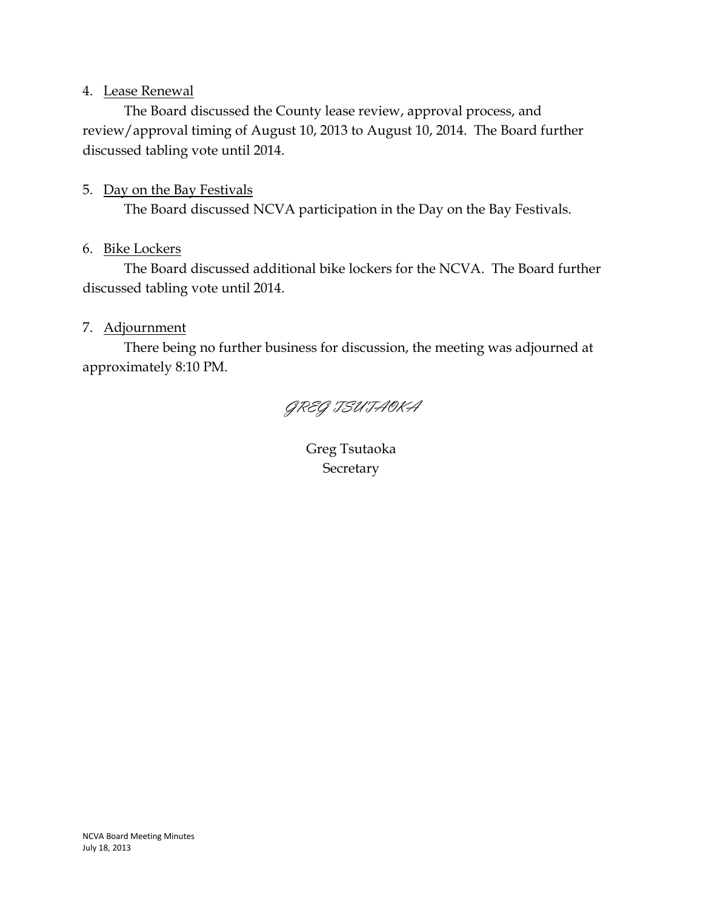4. <u>Lease Renewal</u>

   The Board discussed the County lease review, approval process, and review/approval timing of August 10, 2013 to August 10, 2014. The Board further discussed tabling vote until 2014.

5. <u>Day on the Bay Festivals</u>

   The Board discussed NCVA participation in the Day on the Bay Festivals.

6. <u>Bike Lockers</u>

   The Board discussed additional bike lockers for the NCVA. The Board further discussed tabling vote until 2014.

7. <u>Adjournment</u>

   There being no further business for discussion, the meeting was adjourned at approximately 8:10 PM.

*GREG TSUTAOKA*

Greg Tsutaoka
Secretary